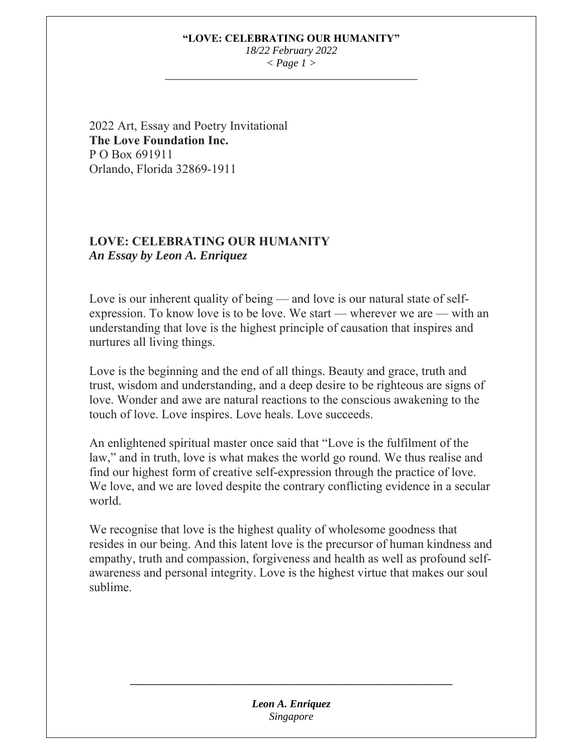2022 Art, Essay and Poetry Invitational
**The Love Foundation Inc.**
P O Box 691911
Orlando, Florida 32869-1911

# LOVE: CELEBRATING OUR HUMANITY

***An Essay by Leon A. Enriquez***

Love is our inherent quality of being — and love is our natural state of self-expression. To know love is to be love. We start — wherever we are — with an understanding that love is the highest principle of causation that inspires and nurtures all living things.

Love is the beginning and the end of all things. Beauty and grace, truth and trust, wisdom and understanding, and a deep desire to be righteous are signs of love. Wonder and awe are natural reactions to the conscious awakening to the touch of love. Love inspires. Love heals. Love succeeds.

An enlightened spiritual master once said that "Love is the fulfilment of the law," and in truth, love is what makes the world go round. We thus realise and find our highest form of creative self-expression through the practice of love. We love, and we are loved despite the contrary conflicting evidence in a secular world.

We recognise that love is the highest quality of wholesome goodness that resides in our being. And this latent love is the precursor of human kindness and empathy, truth and compassion, forgiveness and health as well as profound self-awareness and personal integrity. Love is the highest virtue that makes our soul sublime.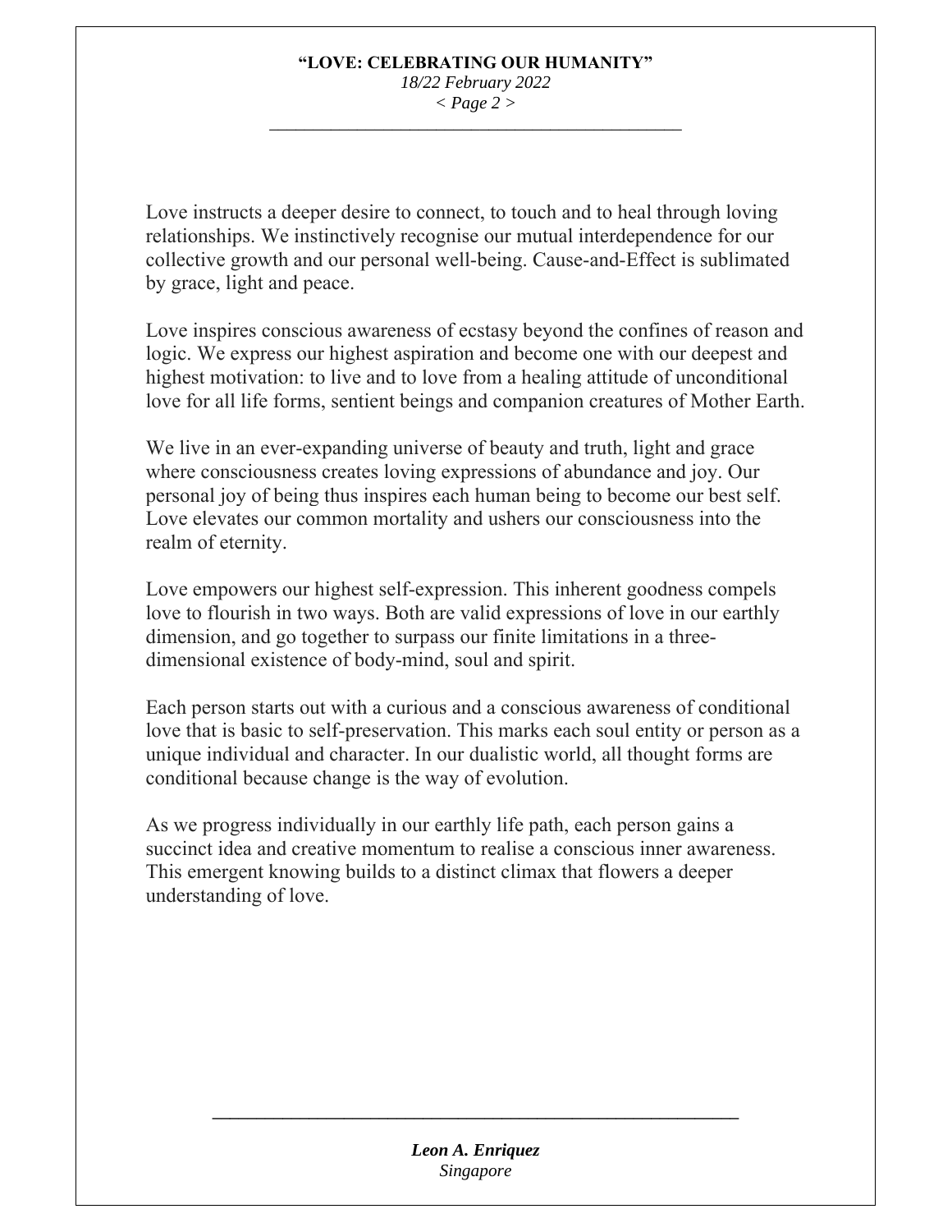Love instructs a deeper desire to connect, to touch and to heal through loving relationships. We instinctively recognise our mutual interdependence for our collective growth and our personal well-being. Cause-and-Effect is sublimated by grace, light and peace.

Love inspires conscious awareness of ecstasy beyond the confines of reason and logic. We express our highest aspiration and become one with our deepest and highest motivation: to live and to love from a healing attitude of unconditional love for all life forms, sentient beings and companion creatures of Mother Earth.

We live in an ever-expanding universe of beauty and truth, light and grace where consciousness creates loving expressions of abundance and joy. Our personal joy of being thus inspires each human being to become our best self. Love elevates our common mortality and ushers our consciousness into the realm of eternity.

Love empowers our highest self-expression. This inherent goodness compels love to flourish in two ways. Both are valid expressions of love in our earthly dimension, and go together to surpass our finite limitations in a three-dimensional existence of body-mind, soul and spirit.

Each person starts out with a curious and a conscious awareness of conditional love that is basic to self-preservation. This marks each soul entity or person as a unique individual and character. In our dualistic world, all thought forms are conditional because change is the way of evolution.

As we progress individually in our earthly life path, each person gains a succinct idea and creative momentum to realise a conscious inner awareness. This emergent knowing builds to a distinct climax that flowers a deeper understanding of love.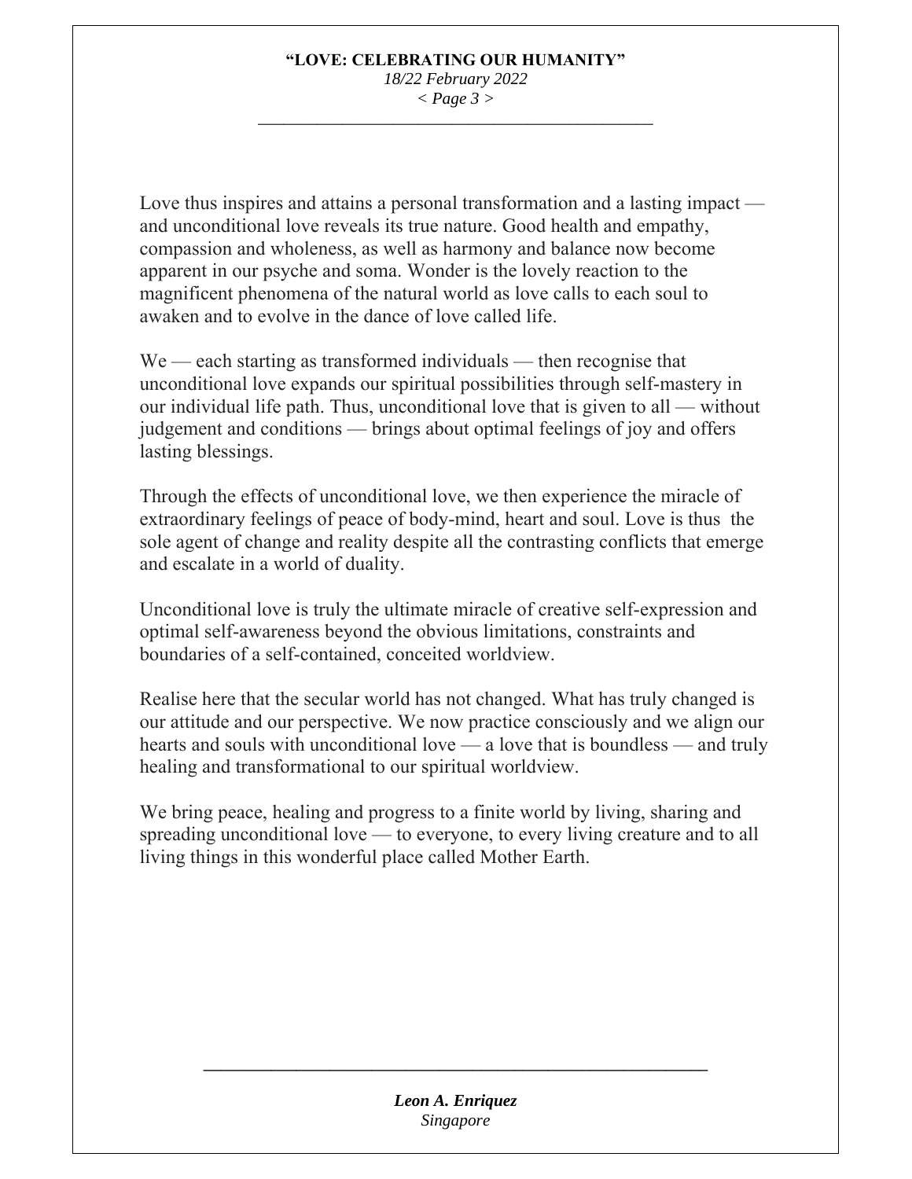Love thus inspires and attains a personal transformation and a lasting impact — and unconditional love reveals its true nature. Good health and empathy, compassion and wholeness, as well as harmony and balance now become apparent in our psyche and soma. Wonder is the lovely reaction to the magnificent phenomena of the natural world as love calls to each soul to awaken and to evolve in the dance of love called life.

We — each starting as transformed individuals — then recognise that unconditional love expands our spiritual possibilities through self-mastery in our individual life path. Thus, unconditional love that is given to all — without judgement and conditions — brings about optimal feelings of joy and offers lasting blessings.

Through the effects of unconditional love, we then experience the miracle of extraordinary feelings of peace of body-mind, heart and soul. Love is thus the sole agent of change and reality despite all the contrasting conflicts that emerge and escalate in a world of duality.

Unconditional love is truly the ultimate miracle of creative self-expression and optimal self-awareness beyond the obvious limitations, constraints and boundaries of a self-contained, conceited worldview.

Realise here that the secular world has not changed. What has truly changed is our attitude and our perspective. We now practice consciously and we align our hearts and souls with unconditional love — a love that is boundless — and truly healing and transformational to our spiritual worldview.

We bring peace, healing and progress to a finite world by living, sharing and spreading unconditional love — to everyone, to every living creature and to all living things in this wonderful place called Mother Earth.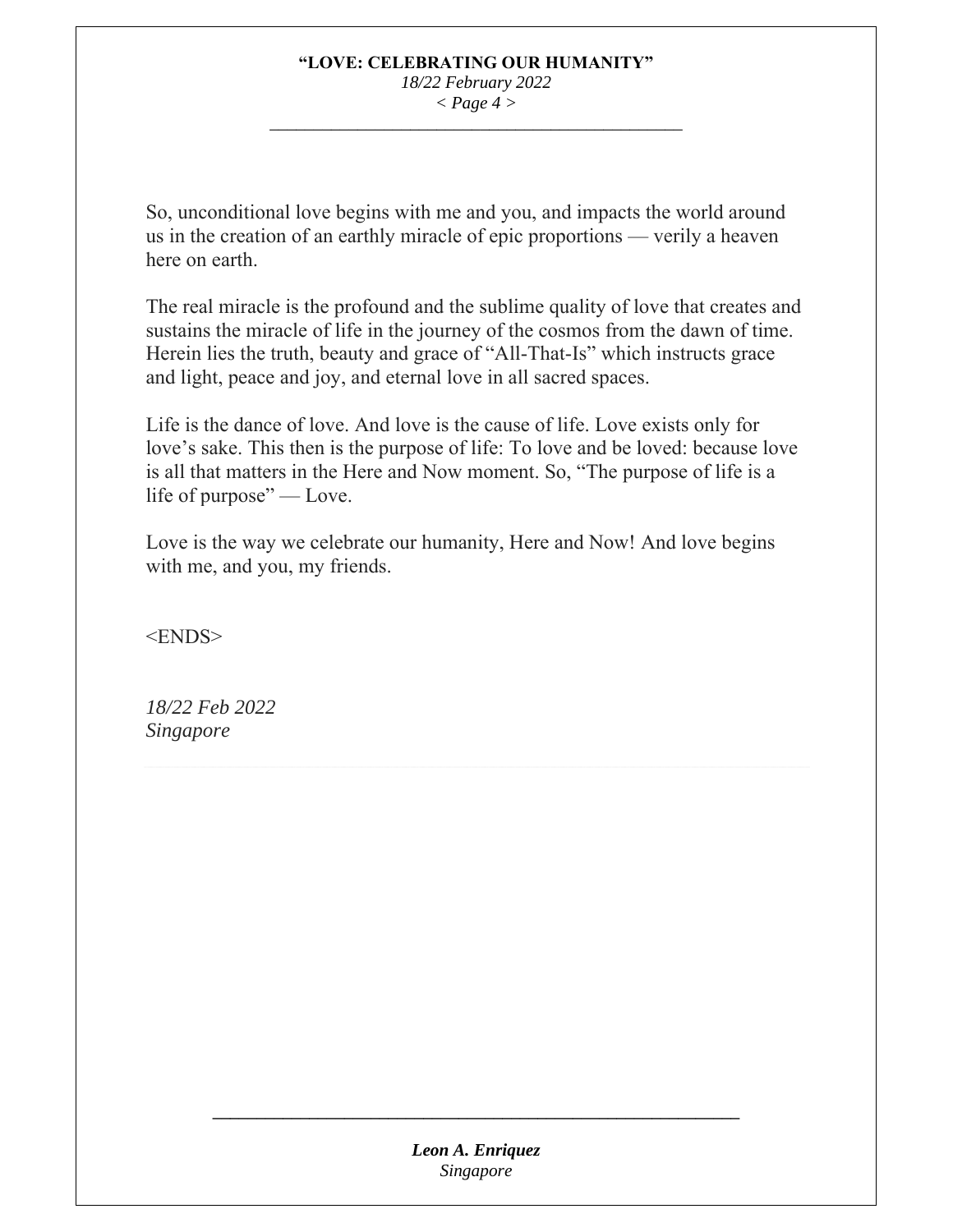So, unconditional love begins with me and you, and impacts the world around us in the creation of an earthly miracle of epic proportions — verily a heaven here on earth.

The real miracle is the profound and the sublime quality of love that creates and sustains the miracle of life in the journey of the cosmos from the dawn of time. Herein lies the truth, beauty and grace of "All-That-Is" which instructs grace and light, peace and joy, and eternal love in all sacred spaces.

Life is the dance of love. And love is the cause of life. Love exists only for love's sake. This then is the purpose of life: To love and be loved: because love is all that matters in the Here and Now moment. So, "The purpose of life is a life of purpose" — Love.

Love is the way we celebrate our humanity, Here and Now! And love begins with me, and you, my friends.

<ENDS>

*18/22 Feb 2022*
*Singapore*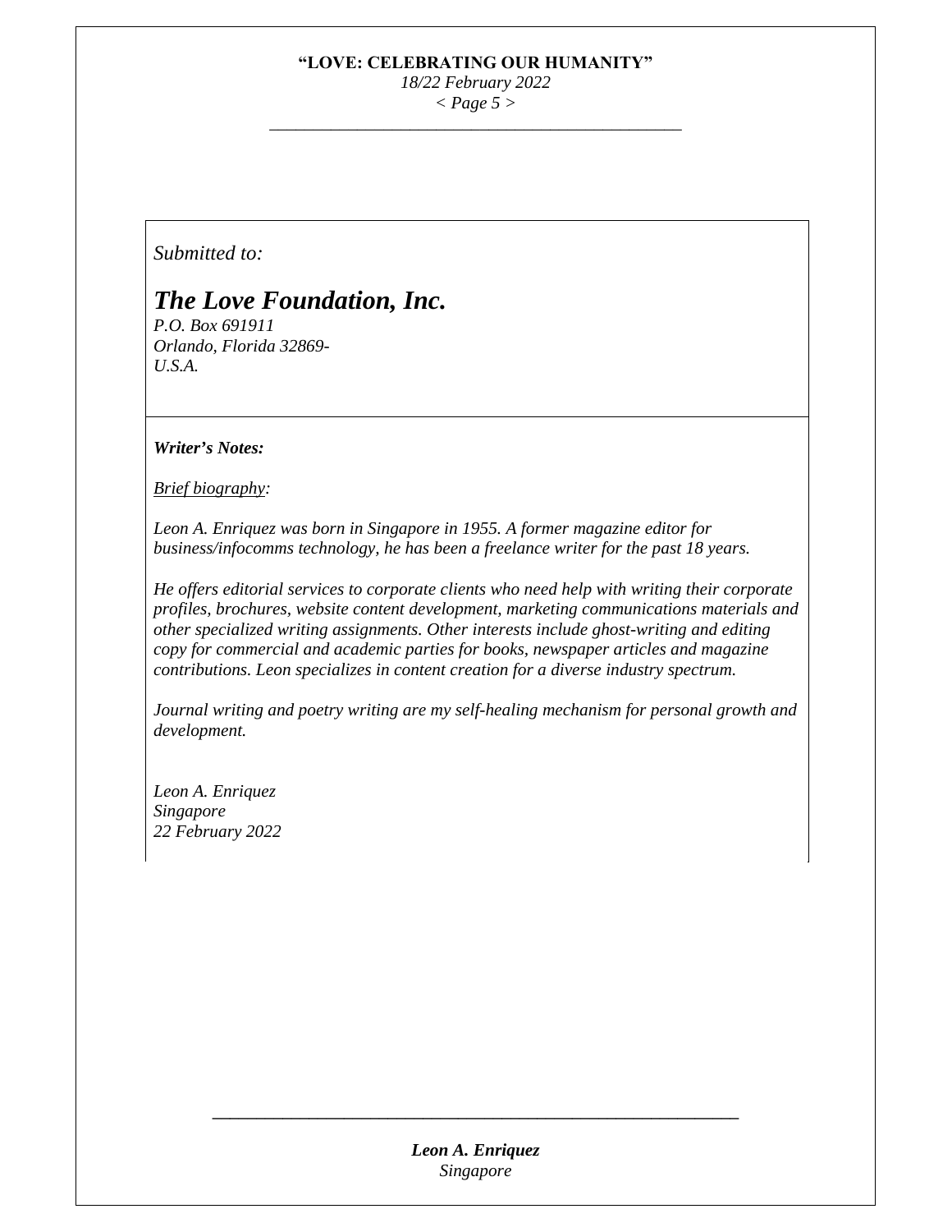*Submitted to:*

## ***The Love Foundation, Inc.***

*P.O. Box 691911*
*Orlando, Florida 32869-*
*U.S.A.*

***Writer's Notes:***

*Brief biography:*

*Leon A. Enriquez was born in Singapore in 1955. A former magazine editor for business/infocomms technology, he has been a freelance writer for the past 18 years.*

*He offers editorial services to corporate clients who need help with writing their corporate profiles, brochures, website content development, marketing communications materials and other specialized writing assignments. Other interests include ghost-writing and editing copy for commercial and academic parties for books, newspaper articles and magazine contributions. Leon specializes in content creation for a diverse industry spectrum.*

*Journal writing and poetry writing are my self-healing mechanism for personal growth and development.*

*Leon A. Enriquez*
*Singapore*
*22 February 2022*